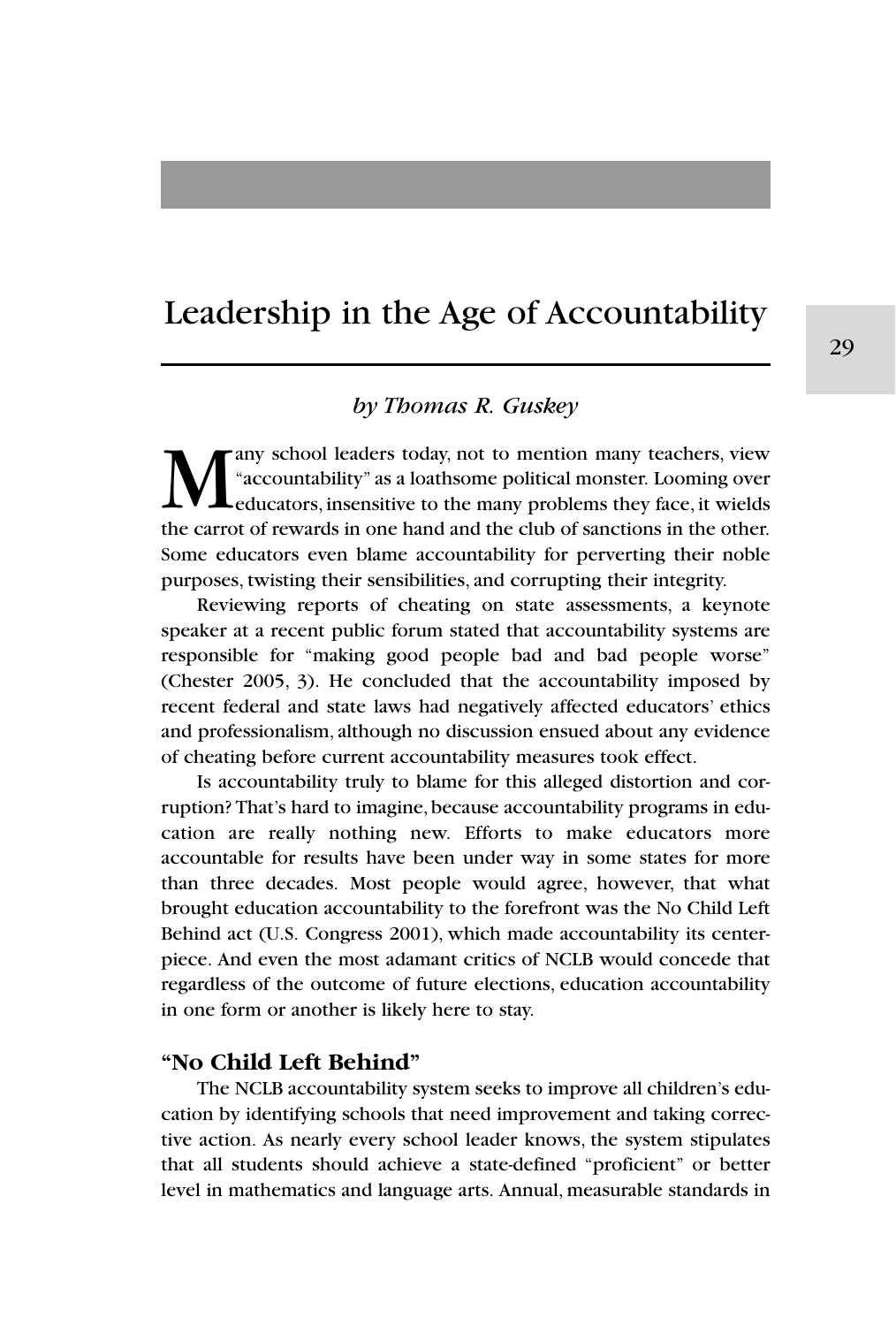# Leadership in the Age of Accountability

*by Thomas R. Guskey*

Many school leaders today, not to mention many teachers, view "accountability" as a loathsome political monster. Looming over educators, insensitive to the many problems they face, it wields the carrot of rewards in one hand and the club of sanctions in the other. Some educators even blame accountability for perverting their noble purposes, twisting their sensibilities, and corrupting their integrity.

Reviewing reports of cheating on state assessments, a keynote speaker at a recent public forum stated that accountability systems are responsible for "making good people bad and bad people worse" (Chester 2005, 3). He concluded that the accountability imposed by recent federal and state laws had negatively affected educators' ethics and professionalism, although no discussion ensued about any evidence of cheating before current accountability measures took effect.

Is accountability truly to blame for this alleged distortion and corruption? That's hard to imagine, because accountability programs in education are really nothing new. Efforts to make educators more accountable for results have been under way in some states for more than three decades. Most people would agree, however, that what brought education accountability to the forefront was the No Child Left Behind act (U.S. Congress 2001), which made accountability its centerpiece. And even the most adamant critics of NCLB would concede that regardless of the outcome of future elections, education accountability in one form or another is likely here to stay.

## "No Child Left Behind"

The NCLB accountability system seeks to improve all children's education by identifying schools that need improvement and taking corrective action. As nearly every school leader knows, the system stipulates that all students should achieve a state-defined "proficient" or better level in mathematics and language arts. Annual, measurable standards in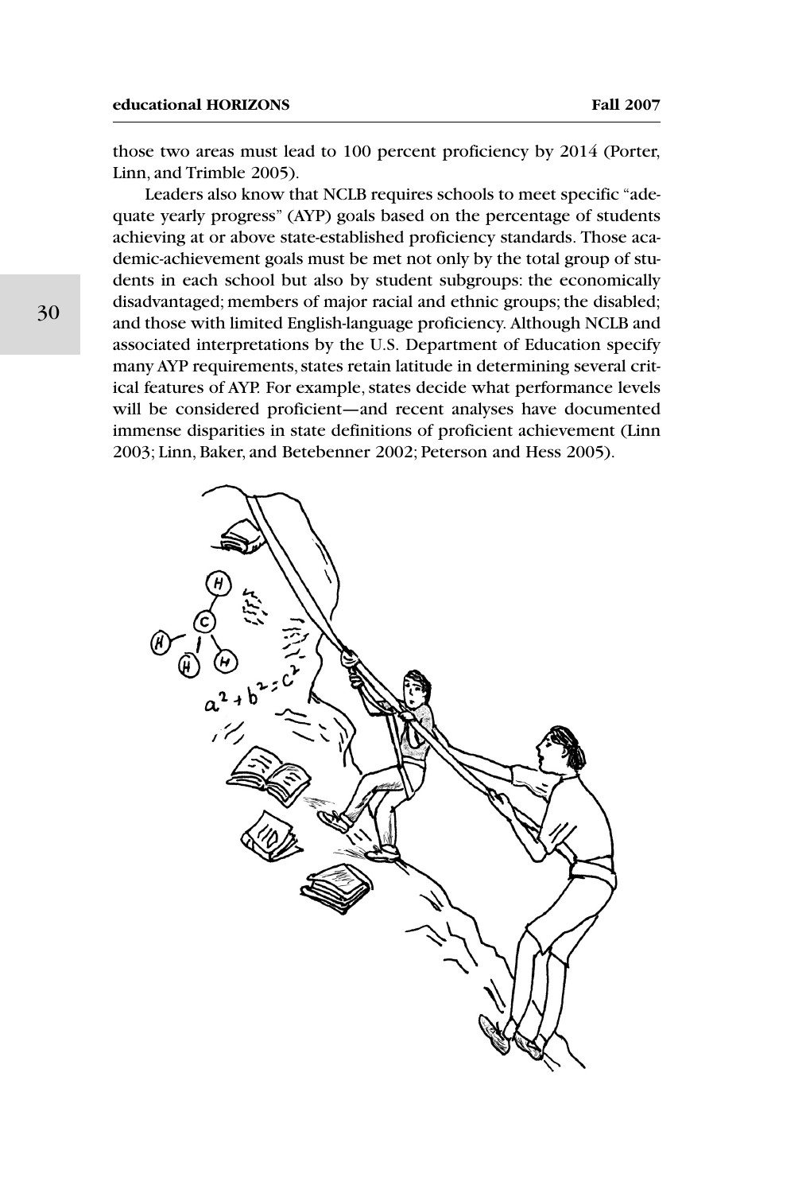those two areas must lead to 100 percent proficiency by 2014 (Porter, Linn, and Trimble 2005).

Leaders also know that NCLB requires schools to meet specific "adequate yearly progress" (AYP) goals based on the percentage of students achieving at or above state-established proficiency standards. Those academic-achievement goals must be met not only by the total group of students in each school but also by student subgroups: the economically disadvantaged; members of major racial and ethnic groups; the disabled; and those with limited English-language proficiency. Although NCLB and associated interpretations by the U.S. Department of Education specify many AYP requirements, states retain latitude in determining several critical features of AYP. For example, states decide what performance levels will be considered proficient—and recent analyses have documented immense disparities in state definitions of proficient achievement (Linn 2003; Linn, Baker, and Betebenner 2002; Peterson and Hess 2005).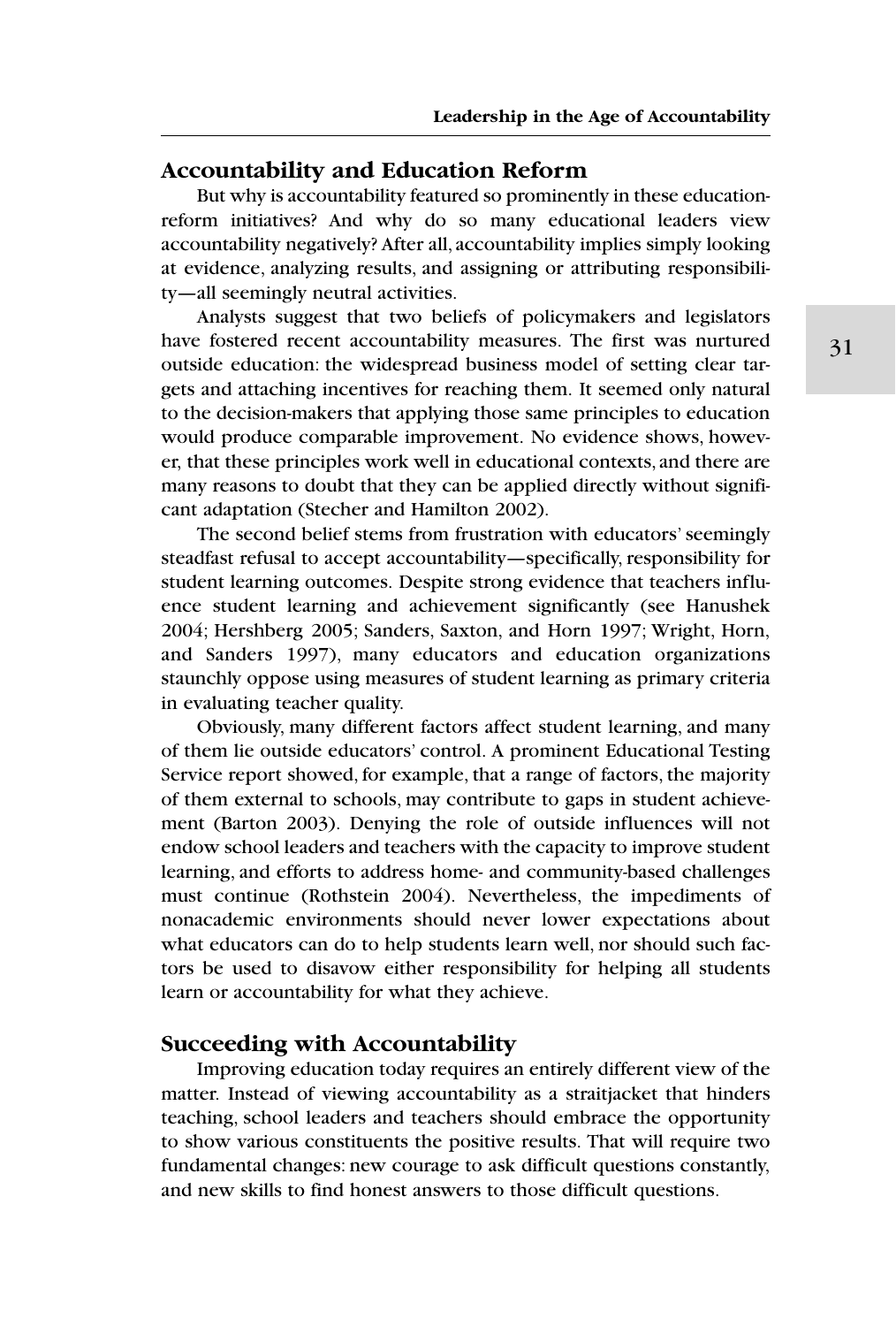## Accountability and Education Reform

But why is accountability featured so prominently in these education-reform initiatives? And why do so many educational leaders view accountability negatively? After all, accountability implies simply looking at evidence, analyzing results, and assigning or attributing responsibility—all seemingly neutral activities.

Analysts suggest that two beliefs of policymakers and legislators have fostered recent accountability measures. The first was nurtured outside education: the widespread business model of setting clear targets and attaching incentives for reaching them. It seemed only natural to the decision-makers that applying those same principles to education would produce comparable improvement. No evidence shows, however, that these principles work well in educational contexts, and there are many reasons to doubt that they can be applied directly without significant adaptation (Stecher and Hamilton 2002).

The second belief stems from frustration with educators' seemingly steadfast refusal to accept accountability—specifically, responsibility for student learning outcomes. Despite strong evidence that teachers influence student learning and achievement significantly (see Hanushek 2004; Hershberg 2005; Sanders, Saxton, and Horn 1997; Wright, Horn, and Sanders 1997), many educators and education organizations staunchly oppose using measures of student learning as primary criteria in evaluating teacher quality.

Obviously, many different factors affect student learning, and many of them lie outside educators' control. A prominent Educational Testing Service report showed, for example, that a range of factors, the majority of them external to schools, may contribute to gaps in student achievement (Barton 2003). Denying the role of outside influences will not endow school leaders and teachers with the capacity to improve student learning, and efforts to address home- and community-based challenges must continue (Rothstein 2004). Nevertheless, the impediments of nonacademic environments should never lower expectations about what educators can do to help students learn well, nor should such factors be used to disavow either responsibility for helping all students learn or accountability for what they achieve.

## Succeeding with Accountability

Improving education today requires an entirely different view of the matter. Instead of viewing accountability as a straitjacket that hinders teaching, school leaders and teachers should embrace the opportunity to show various constituents the positive results. That will require two fundamental changes: new courage to ask difficult questions constantly, and new skills to find honest answers to those difficult questions.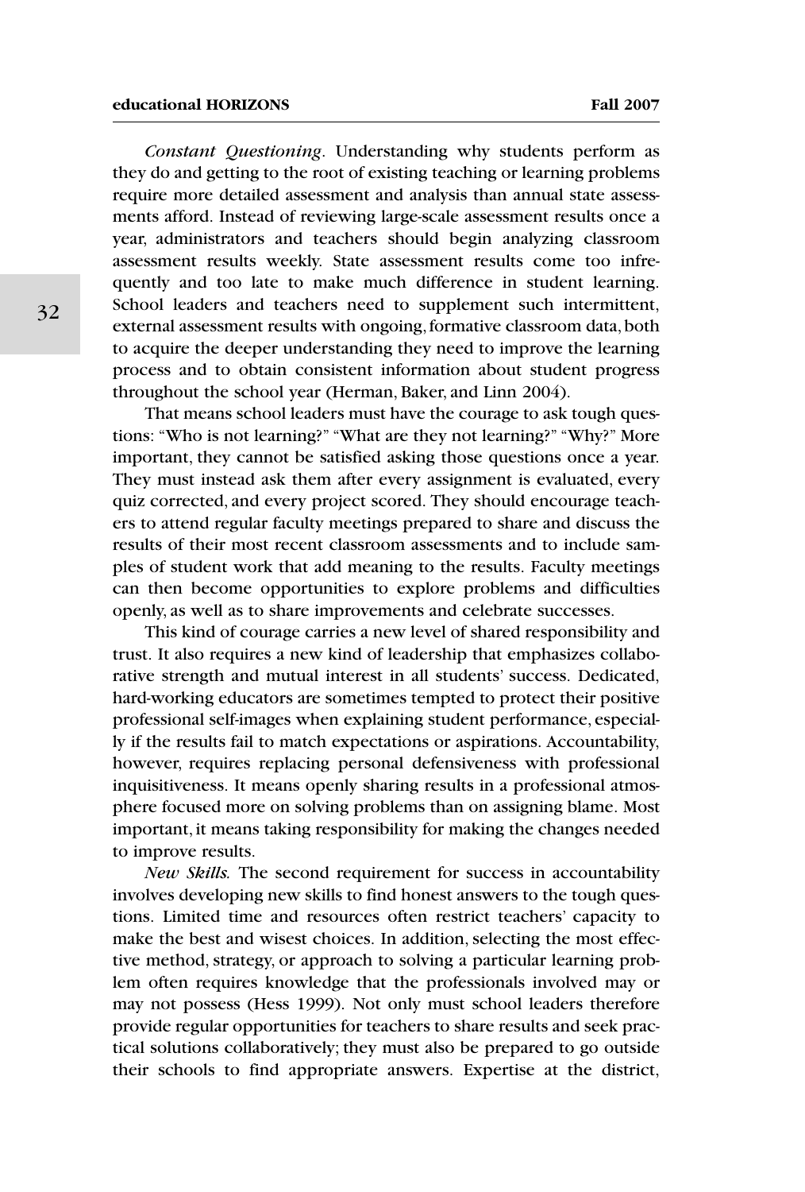*Constant Questioning*. Understanding why students perform as they do and getting to the root of existing teaching or learning problems require more detailed assessment and analysis than annual state assessments afford. Instead of reviewing large-scale assessment results once a year, administrators and teachers should begin analyzing classroom assessment results weekly. State assessment results come too infrequently and too late to make much difference in student learning. School leaders and teachers need to supplement such intermittent, external assessment results with ongoing, formative classroom data, both to acquire the deeper understanding they need to improve the learning process and to obtain consistent information about student progress throughout the school year (Herman, Baker, and Linn 2004).

That means school leaders must have the courage to ask tough questions: "Who is not learning?" "What are they not learning?" "Why?" More important, they cannot be satisfied asking those questions once a year. They must instead ask them after every assignment is evaluated, every quiz corrected, and every project scored. They should encourage teachers to attend regular faculty meetings prepared to share and discuss the results of their most recent classroom assessments and to include samples of student work that add meaning to the results. Faculty meetings can then become opportunities to explore problems and difficulties openly, as well as to share improvements and celebrate successes.

This kind of courage carries a new level of shared responsibility and trust. It also requires a new kind of leadership that emphasizes collaborative strength and mutual interest in all students' success. Dedicated, hard-working educators are sometimes tempted to protect their positive professional self-images when explaining student performance, especially if the results fail to match expectations or aspirations. Accountability, however, requires replacing personal defensiveness with professional inquisitiveness. It means openly sharing results in a professional atmosphere focused more on solving problems than on assigning blame. Most important, it means taking responsibility for making the changes needed to improve results.

*New Skills.* The second requirement for success in accountability involves developing new skills to find honest answers to the tough questions. Limited time and resources often restrict teachers' capacity to make the best and wisest choices. In addition, selecting the most effective method, strategy, or approach to solving a particular learning problem often requires knowledge that the professionals involved may or may not possess (Hess 1999). Not only must school leaders therefore provide regular opportunities for teachers to share results and seek practical solutions collaboratively; they must also be prepared to go outside their schools to find appropriate answers. Expertise at the district,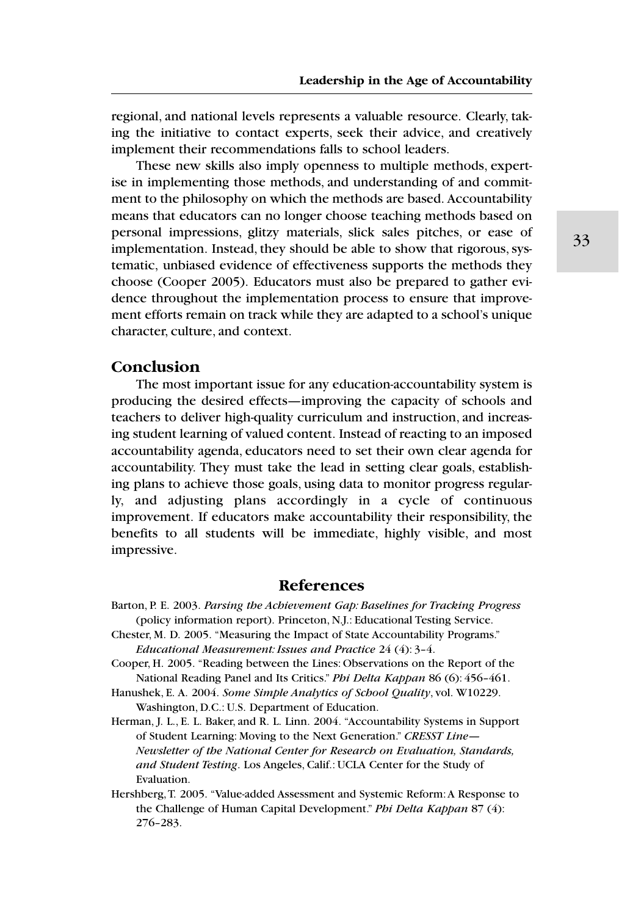regional, and national levels represents a valuable resource. Clearly, taking the initiative to contact experts, seek their advice, and creatively implement their recommendations falls to school leaders.

These new skills also imply openness to multiple methods, expertise in implementing those methods, and understanding of and commitment to the philosophy on which the methods are based. Accountability means that educators can no longer choose teaching methods based on personal impressions, glitzy materials, slick sales pitches, or ease of implementation. Instead, they should be able to show that rigorous, systematic, unbiased evidence of effectiveness supports the methods they choose (Cooper 2005). Educators must also be prepared to gather evidence throughout the implementation process to ensure that improvement efforts remain on track while they are adapted to a school's unique character, culture, and context.

## Conclusion

The most important issue for any education-accountability system is producing the desired effects—improving the capacity of schools and teachers to deliver high-quality curriculum and instruction, and increasing student learning of valued content. Instead of reacting to an imposed accountability agenda, educators need to set their own clear agenda for accountability. They must take the lead in setting clear goals, establishing plans to achieve those goals, using data to monitor progress regularly, and adjusting plans accordingly in a cycle of continuous improvement. If educators make accountability their responsibility, the benefits to all students will be immediate, highly visible, and most impressive.

## References

Barton, P. E. 2003. *Parsing the Achievement Gap: Baselines for Tracking Progress* (policy information report). Princeton, N.J.: Educational Testing Service.

Chester, M. D. 2005. "Measuring the Impact of State Accountability Programs." *Educational Measurement: Issues and Practice* 24 (4): 3–4.

Cooper, H. 2005. "Reading between the Lines: Observations on the Report of the National Reading Panel and Its Critics." *Phi Delta Kappan* 86 (6): 456–461.

Hanushek, E. A. 2004. *Some Simple Analytics of School Quality*, vol. W10229. Washington, D.C.: U.S. Department of Education.

Herman, J. L., E. L. Baker, and R. L. Linn. 2004. "Accountability Systems in Support of Student Learning: Moving to the Next Generation." *CRESST Line—Newsletter of the National Center for Research on Evaluation, Standards, and Student Testing*. Los Angeles, Calif.: UCLA Center for the Study of Evaluation.

Hershberg, T. 2005. "Value-added Assessment and Systemic Reform: A Response to the Challenge of Human Capital Development." *Phi Delta Kappan* 87 (4): 276–283.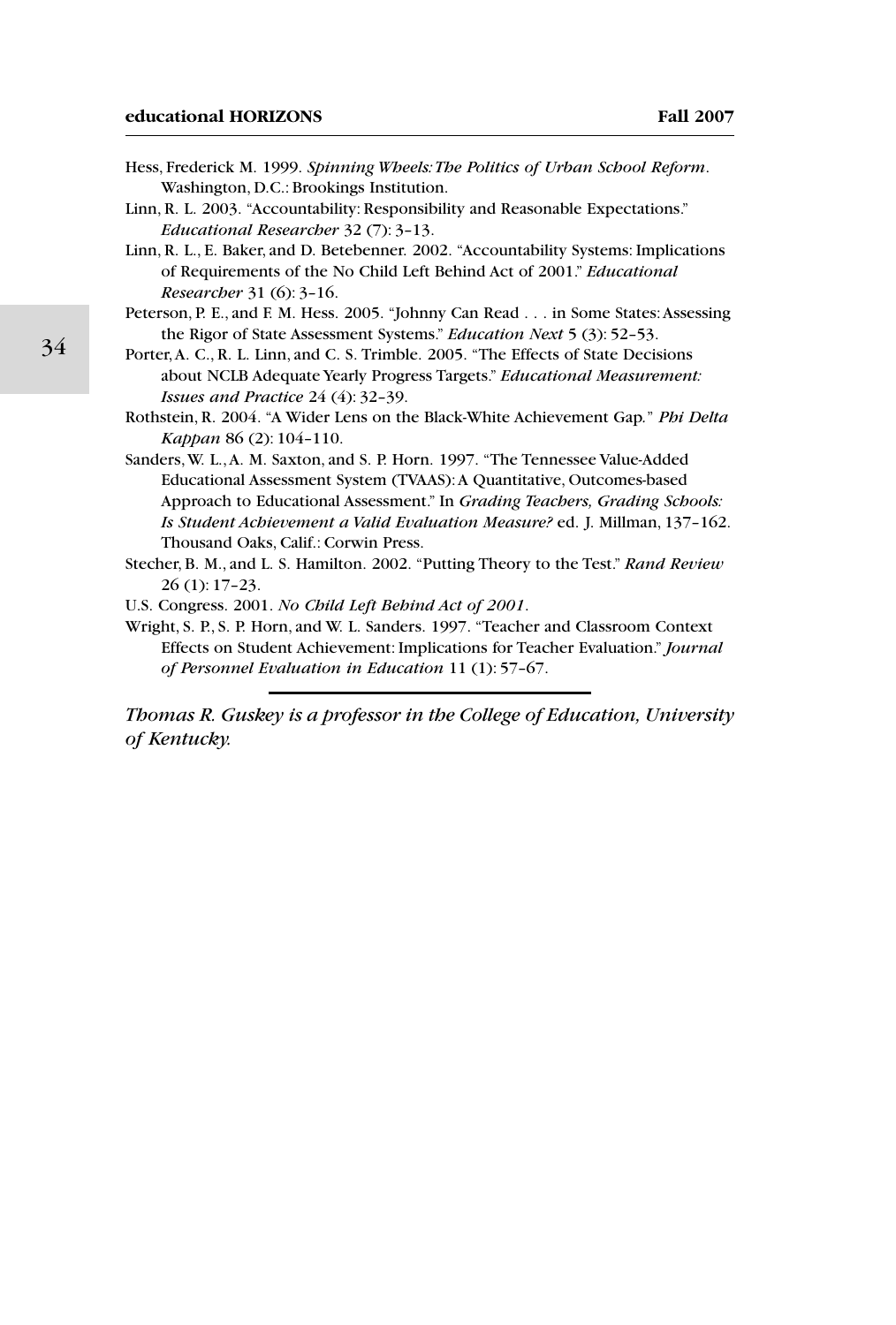Hess, Frederick M. 1999. *Spinning Wheels: The Politics of Urban School Reform*. Washington, D.C.: Brookings Institution.

Linn, R. L. 2003. "Accountability: Responsibility and Reasonable Expectations." *Educational Researcher* 32 (7): 3–13.

Linn, R. L., E. Baker, and D. Betebenner. 2002. "Accountability Systems: Implications of Requirements of the No Child Left Behind Act of 2001." *Educational Researcher* 31 (6): 3–16.

Peterson, P. E., and F. M. Hess. 2005. "Johnny Can Read . . . in Some States: Assessing the Rigor of State Assessment Systems." *Education Next* 5 (3): 52–53.

Porter, A. C., R. L. Linn, and C. S. Trimble. 2005. "The Effects of State Decisions about NCLB Adequate Yearly Progress Targets." *Educational Measurement: Issues and Practice* 24 (4): 32–39.

Rothstein, R. 2004. "A Wider Lens on the Black-White Achievement Gap." *Phi Delta Kappan* 86 (2): 104–110.

Sanders, W. L., A. M. Saxton, and S. P. Horn. 1997. "The Tennessee Value-Added Educational Assessment System (TVAAS): A Quantitative, Outcomes-based Approach to Educational Assessment." In *Grading Teachers, Grading Schools: Is Student Achievement a Valid Evaluation Measure?* ed. J. Millman, 137–162. Thousand Oaks, Calif.: Corwin Press.

Stecher, B. M., and L. S. Hamilton. 2002. "Putting Theory to the Test." *Rand Review* 26 (1): 17–23.

U.S. Congress. 2001. *No Child Left Behind Act of 2001*.

Wright, S. P., S. P. Horn, and W. L. Sanders. 1997. "Teacher and Classroom Context Effects on Student Achievement: Implications for Teacher Evaluation." *Journal of Personnel Evaluation in Education* 11 (1): 57–67.

---

*Thomas R. Guskey is a professor in the College of Education, University of Kentucky.*